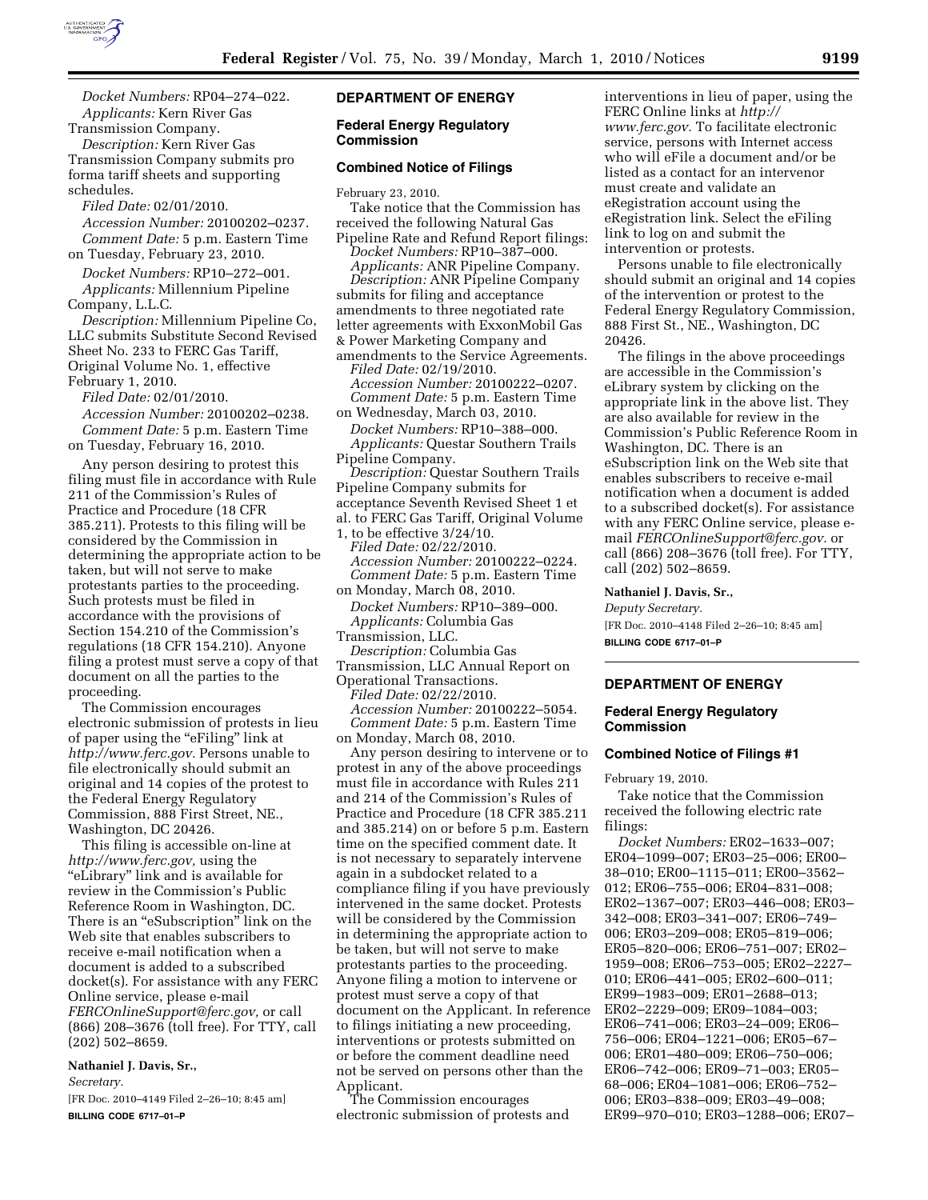*Docket Numbers:* RP04–274–022.
*Applicants:* Kern River Gas Transmission Company.
*Description:* Kern River Gas Transmission Company submits pro forma tariff sheets and supporting schedules.
*Filed Date:* 02/01/2010.
*Accession Number:* 20100202–0237.
*Comment Date:* 5 p.m. Eastern Time on Tuesday, February 23, 2010.

*Docket Numbers:* RP10–272–001.
*Applicants:* Millennium Pipeline Company, L.L.C.
*Description:* Millennium Pipeline Co, LLC submits Substitute Second Revised Sheet No. 233 to FERC Gas Tariff, Original Volume No. 1, effective February 1, 2010.
*Filed Date:* 02/01/2010.
*Accession Number:* 20100202–0238.
*Comment Date:* 5 p.m. Eastern Time on Tuesday, February 16, 2010.

Any person desiring to protest this filing must file in accordance with Rule 211 of the Commission's Rules of Practice and Procedure (18 CFR 385.211). Protests to this filing will be considered by the Commission in determining the appropriate action to be taken, but will not serve to make protestants parties to the proceeding. Such protests must be filed in accordance with the provisions of Section 154.210 of the Commission's regulations (18 CFR 154.210). Anyone filing a protest must serve a copy of that document on all the parties to the proceeding.

The Commission encourages electronic submission of protests in lieu of paper using the "eFiling" link at *http://www.ferc.gov*. Persons unable to file electronically should submit an original and 14 copies of the protest to the Federal Energy Regulatory Commission, 888 First Street, NE., Washington, DC 20426.

This filing is accessible on-line at *http://www.ferc.gov,* using the "eLibrary" link and is available for review in the Commission's Public Reference Room in Washington, DC. There is an "eSubscription" link on the Web site that enables subscribers to receive e-mail notification when a document is added to a subscribed docket(s). For assistance with any FERC Online service, please e-mail *FERCOnlineSupport@ferc.gov,* or call (866) 208–3676 (toll free). For TTY, call (202) 502–8659.

**Nathaniel J. Davis, Sr.,**
*Secretary.*
[FR Doc. 2010–4149 Filed 2–26–10; 8:45 am]
**BILLING CODE 6717–01–P**

## DEPARTMENT OF ENERGY

### Federal Energy Regulatory Commission

### Combined Notice of Filings

February 23, 2010.

Take notice that the Commission has received the following Natural Gas Pipeline Rate and Refund Report filings:

*Docket Numbers:* RP10–387–000.
*Applicants:* ANR Pipeline Company.
*Description:* ANR Pipeline Company submits for filing and acceptance amendments to three negotiated rate letter agreements with ExxonMobil Gas & Power Marketing Company and amendments to the Service Agreements.
*Filed Date:* 02/19/2010.
*Accession Number:* 20100222–0207.
*Comment Date:* 5 p.m. Eastern Time on Wednesday, March 03, 2010.

*Docket Numbers:* RP10–388–000.
*Applicants:* Questar Southern Trails Pipeline Company.
*Description:* Questar Southern Trails Pipeline Company submits for acceptance Seventh Revised Sheet 1 et al. to FERC Gas Tariff, Original Volume 1, to be effective 3/24/10.
*Filed Date:* 02/22/2010.
*Accession Number:* 20100222–0224.
*Comment Date:* 5 p.m. Eastern Time on Monday, March 08, 2010.

*Docket Numbers:* RP10–389–000.
*Applicants:* Columbia Gas Transmission, LLC.
*Description:* Columbia Gas Transmission, LLC Annual Report on Operational Transactions.
*Filed Date:* 02/22/2010.
*Accession Number:* 20100222–5054.
*Comment Date:* 5 p.m. Eastern Time on Monday, March 08, 2010.

Any person desiring to intervene or to protest in any of the above proceedings must file in accordance with Rules 211 and 214 of the Commission's Rules of Practice and Procedure (18 CFR 385.211 and 385.214) on or before 5 p.m. Eastern time on the specified comment date. It is not necessary to separately intervene again in a subdocket related to a compliance filing if you have previously intervened in the same docket. Protests will be considered by the Commission in determining the appropriate action to be taken, but will not serve to make protestants parties to the proceeding. Anyone filing a motion to intervene or protest must serve a copy of that document on the Applicant. In reference to filings initiating a new proceeding, interventions or protests submitted on or before the comment deadline need not be served on persons other than the Applicant.

The Commission encourages electronic submission of protests and interventions in lieu of paper, using the FERC Online links at *http://www.ferc.gov.* To facilitate electronic service, persons with Internet access who will eFile a document and/or be listed as a contact for an intervenor must create and validate an eRegistration account using the eRegistration link. Select the eFiling link to log on and submit the intervention or protests.

Persons unable to file electronically should submit an original and 14 copies of the intervention or protest to the Federal Energy Regulatory Commission, 888 First St., NE., Washington, DC 20426.

The filings in the above proceedings are accessible in the Commission's eLibrary system by clicking on the appropriate link in the above list. They are also available for review in the Commission's Public Reference Room in Washington, DC. There is an eSubscription link on the Web site that enables subscribers to receive e-mail notification when a document is added to a subscribed docket(s). For assistance with any FERC Online service, please e-mail *FERCOnlineSupport@ferc.gov.* or call (866) 208–3676 (toll free). For TTY, call (202) 502–8659.

**Nathaniel J. Davis, Sr.,**
*Deputy Secretary.*
[FR Doc. 2010–4148 Filed 2–26–10; 8:45 am]
**BILLING CODE 6717–01–P**

## DEPARTMENT OF ENERGY

### Federal Energy Regulatory Commission

### Combined Notice of Filings #1

February 19, 2010.

Take notice that the Commission received the following electric rate filings:

*Docket Numbers:* ER02–1633–007; ER04–1099–007; ER03–25–006; ER00–38–010; ER00–1115–011; ER00–3562–012; ER06–755–006; ER04–831–008; ER02–1367–007; ER03–446–008; ER03–342–008; ER03–341–007; ER06–749–006; ER03–209–008; ER05–819–006; ER05–820–006; ER06–751–007; ER02–1959–008; ER06–753–005; ER02–2227–010; ER06–441–005; ER02–600–011; ER99–1983–009; ER01–2688–013; ER02–2229–009; ER09–1084–003; ER06–741–006; ER03–24–009; ER06–756–006; ER04–1221–006; ER05–67–006; ER01–480–009; ER06–750–006; ER06–742–006; ER09–71–003; ER05–68–006; ER04–1081–006; ER06–752–006; ER03–838–009; ER03–49–008; ER99–970–010; ER03–1288–006; ER07–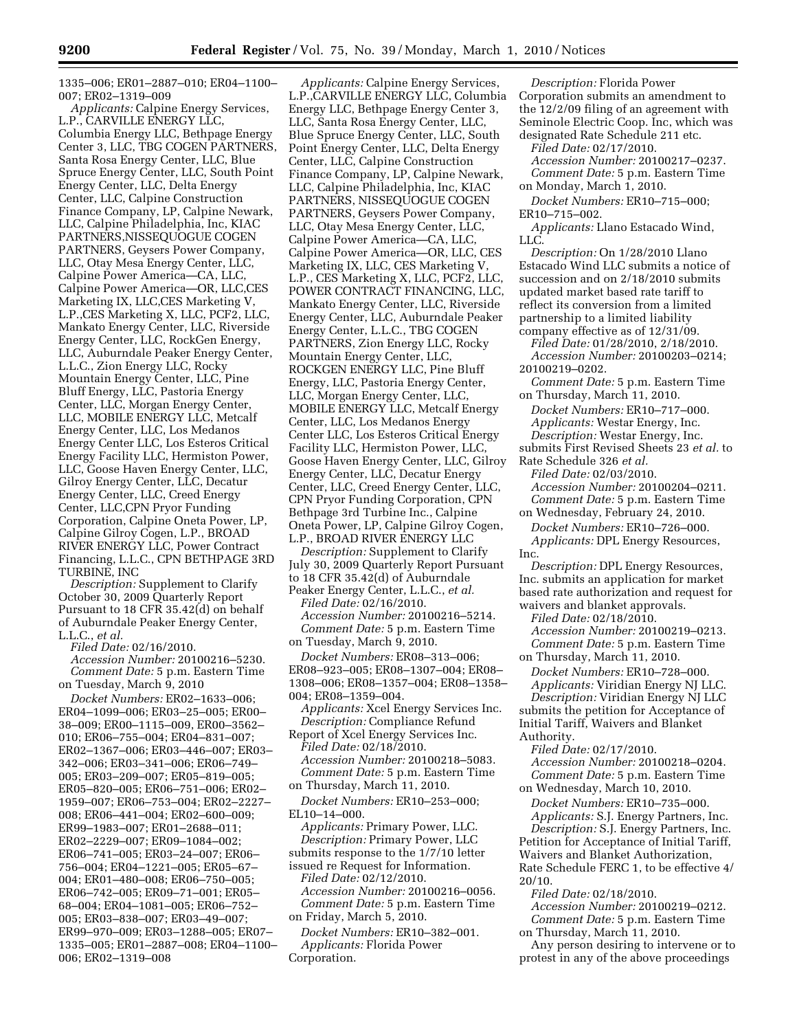1335–006; ER01–2887–010; ER04–1100–007; ER02–1319–009

*Applicants:* Calpine Energy Services, L.P., CARVILLE ENERGY LLC, Columbia Energy LLC, Bethpage Energy Center 3, LLC, TBG COGEN PARTNERS, Santa Rosa Energy Center, LLC, Blue Spruce Energy Center, LLC, South Point Energy Center, LLC, Delta Energy Center, LLC, Calpine Construction Finance Company, LP, Calpine Newark, LLC, Calpine Philadelphia, Inc, KIAC PARTNERS,NISSEQUOGUE COGEN PARTNERS, Geysers Power Company, LLC, Otay Mesa Energy Center, LLC, Calpine Power America—CA, LLC, Calpine Power America—OR, LLC,CES Marketing IX, LLC,CES Marketing V, L.P.,CES Marketing X, LLC, PCF2, LLC, Mankato Energy Center, LLC, Riverside Energy Center, LLC, RockGen Energy, LLC, Auburndale Peaker Energy Center, L.L.C., Zion Energy LLC, Rocky Mountain Energy Center, LLC, Pine Bluff Energy, LLC, Pastoria Energy Center, LLC, Morgan Energy Center, LLC, MOBILE ENERGY LLC, Metcalf Energy Center, LLC, Los Medanos Energy Center LLC, Los Esteros Critical Energy Facility LLC, Hermiston Power, LLC, Goose Haven Energy Center, LLC, Gilroy Energy Center, LLC, Decatur Energy Center, LLC, Creed Energy Center, LLC,CPN Pryor Funding Corporation, Calpine Oneta Power, LP, Calpine Gilroy Cogen, L.P., BROAD RIVER ENERGY LLC, Power Contract Financing, L.L.C., CPN BETHPAGE 3RD TURBINE, INC

*Description:* Supplement to Clarify October 30, 2009 Quarterly Report Pursuant to 18 CFR 35.42(d) on behalf of Auburndale Peaker Energy Center, L.L.C., *et al.*

*Filed Date:* 02/16/2010.

*Accession Number:* 20100216–5230.

*Comment Date:* 5 p.m. Eastern Time on Tuesday, March 9, 2010

*Docket Numbers:* ER02–1633–006; ER04–1099–006; ER03–25–005; ER00–38–009; ER00–1115–009, ER00–3562–010; ER06–755–004; ER04–831–007; ER02–1367–006; ER03–446–007; ER03–342–006; ER03–341–006; ER06–749–005; ER03–209–007; ER05–819–005; ER05–820–005; ER06–751–006; ER02–1959–007; ER06–753–004; ER02–2227–008; ER06–441–004; ER02–600–009; ER99–1983–007; ER01–2688–011; ER02–2229–007; ER09–1084–002; ER06–741–005; ER03–24–007; ER06–756–004; ER04–1221–005; ER05–67–004; ER01–480–008; ER06–750–005; ER06–742–005; ER09–71–001; ER05–68–004; ER04–1081–005; ER06–752–005; ER03–838–007; ER03–49–007; ER99–970–009; ER03–1288–005; ER07–1335–005; ER01–2887–008; ER04–1100–006; ER02–1319–008

*Applicants:* Calpine Energy Services, L.P.,CARVILLE ENERGY LLC, Columbia Energy LLC, Bethpage Energy Center 3, LLC, Santa Rosa Energy Center, LLC, Blue Spruce Energy Center, LLC, South Point Energy Center, LLC, Delta Energy Center, LLC, Calpine Construction Finance Company, LP, Calpine Newark, LLC, Calpine Philadelphia, Inc, KIAC PARTNERS, NISSEQUOGUE COGEN PARTNERS, Geysers Power Company, LLC, Otay Mesa Energy Center, LLC, Calpine Power America—CA, LLC, Calpine Power America—OR, LLC, CES Marketing IX, LLC, CES Marketing V, L.P., CES Marketing X, LLC, PCF2, LLC, POWER CONTRACT FINANCING, LLC, Mankato Energy Center, LLC, Riverside Energy Center, LLC, Auburndale Peaker Energy Center, L.L.C., TBG COGEN PARTNERS, Zion Energy LLC, Rocky Mountain Energy Center, LLC, ROCKGEN ENERGY LLC, Pine Bluff Energy, LLC, Pastoria Energy Center, LLC, Morgan Energy Center, LLC, MOBILE ENERGY LLC, Metcalf Energy Center, LLC, Los Medanos Energy Center LLC, Los Esteros Critical Energy Facility LLC, Hermiston Power, LLC, Goose Haven Energy Center, LLC, Gilroy Energy Center, LLC, Decatur Energy Center, LLC, Creed Energy Center, LLC, CPN Pryor Funding Corporation, CPN Bethpage 3rd Turbine Inc., Calpine Oneta Power, LP, Calpine Gilroy Cogen, L.P., BROAD RIVER ENERGY LLC

*Description:* Supplement to Clarify July 30, 2009 Quarterly Report Pursuant to 18 CFR 35.42(d) of Auburndale Peaker Energy Center, L.L.C., *et al.*

*Filed Date:* 02/16/2010.

*Accession Number:* 20100216–5214.

*Comment Date:* 5 p.m. Eastern Time on Tuesday, March 9, 2010.

*Docket Numbers:* ER08–313–006; ER08–923–005; ER08–1307–004; ER08–1308–006; ER08–1357–004; ER08–1358–004; ER08–1359–004.

*Applicants:* Xcel Energy Services Inc.

*Description:* Compliance Refund Report of Xcel Energy Services Inc.

*Filed Date:* 02/18/2010.

*Accession Number:* 20100218–5083.

*Comment Date:* 5 p.m. Eastern Time on Thursday, March 11, 2010.

*Docket Numbers:* ER10–253–000; EL10–14–000.

*Applicants:* Primary Power, LLC.

*Description:* Primary Power, LLC submits response to the 1/7/10 letter issued re Request for Information.

*Filed Date:* 02/12/2010.

*Accession Number:* 20100216–0056.

*Comment Date:* 5 p.m. Eastern Time on Friday, March 5, 2010.

*Docket Numbers:* ER10–382–001.

*Applicants:* Florida Power Corporation.

*Description:* Florida Power Corporation submits an amendment to the 12/2/09 filing of an agreement with Seminole Electric Coop. Inc, which was designated Rate Schedule 211 etc.

*Filed Date:* 02/17/2010.

*Accession Number:* 20100217–0237.

*Comment Date:* 5 p.m. Eastern Time on Monday, March 1, 2010.

*Docket Numbers:* ER10–715–000; ER10–715–002.

*Applicants:* Llano Estacado Wind, LLC.

*Description:* On 1/28/2010 Llano Estacado Wind LLC submits a notice of succession and on 2/18/2010 submits updated market based rate tariff to reflect its conversion from a limited partnership to a limited liability company effective as of 12/31/09.

*Filed Date:* 01/28/2010, 2/18/2010.

*Accession Number:* 20100203–0214; 20100219–0202.

*Comment Date:* 5 p.m. Eastern Time on Thursday, March 11, 2010.

*Docket Numbers:* ER10–717–000.

*Applicants:* Westar Energy, Inc.

*Description:* Westar Energy, Inc. submits First Revised Sheets 23 *et al.* to Rate Schedule 326 *et al.*

*Filed Date:* 02/03/2010.

*Accession Number:* 20100204–0211.

*Comment Date:* 5 p.m. Eastern Time on Wednesday, February 24, 2010.

*Docket Numbers:* ER10–726–000.

*Applicants:* DPL Energy Resources, Inc.

*Description:* DPL Energy Resources, Inc. submits an application for market based rate authorization and request for waivers and blanket approvals.

*Filed Date:* 02/18/2010.

*Accession Number:* 20100219–0213.

*Comment Date:* 5 p.m. Eastern Time on Thursday, March 11, 2010.

*Docket Numbers:* ER10–728–000.

*Applicants:* Viridian Energy NJ LLC.

*Description:* Viridian Energy NJ LLC submits the petition for Acceptance of Initial Tariff, Waivers and Blanket Authority.

*Filed Date:* 02/17/2010.

*Accession Number:* 20100218–0204.

*Comment Date:* 5 p.m. Eastern Time on Wednesday, March 10, 2010.

*Docket Numbers:* ER10–735–000.

*Applicants:* S.J. Energy Partners, Inc.

*Description:* S.J. Energy Partners, Inc. Petition for Acceptance of Initial Tariff, Waivers and Blanket Authorization, Rate Schedule FERC 1, to be effective 4/20/10.

*Filed Date:* 02/18/2010.

*Accession Number:* 20100219–0212.

*Comment Date:* 5 p.m. Eastern Time on Thursday, March 11, 2010.

Any person desiring to intervene or to protest in any of the above proceedings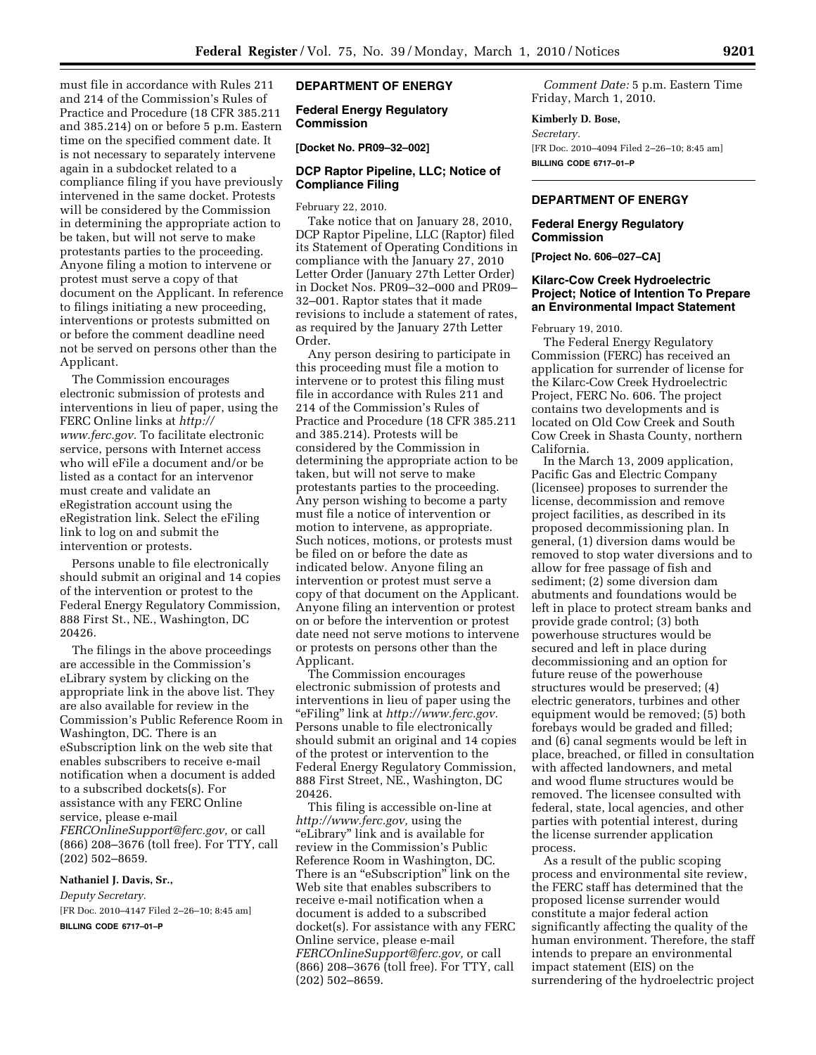must file in accordance with Rules 211 and 214 of the Commission's Rules of Practice and Procedure (18 CFR 385.211 and 385.214) on or before 5 p.m. Eastern time on the specified comment date. It is not necessary to separately intervene again in a subdocket related to a compliance filing if you have previously intervened in the same docket. Protests will be considered by the Commission in determining the appropriate action to be taken, but will not serve to make protestants parties to the proceeding. Anyone filing a motion to intervene or protest must serve a copy of that document on the Applicant. In reference to filings initiating a new proceeding, interventions or protests submitted on or before the comment deadline need not be served on persons other than the Applicant.

The Commission encourages electronic submission of protests and interventions in lieu of paper, using the FERC Online links at *http://www.ferc.gov.* To facilitate electronic service, persons with Internet access who will eFile a document and/or be listed as a contact for an intervenor must create and validate an eRegistration account using the eRegistration link. Select the eFiling link to log on and submit the intervention or protests.

Persons unable to file electronically should submit an original and 14 copies of the intervention or protest to the Federal Energy Regulatory Commission, 888 First St., NE., Washington, DC 20426.

The filings in the above proceedings are accessible in the Commission's eLibrary system by clicking on the appropriate link in the above list. They are also available for review in the Commission's Public Reference Room in Washington, DC. There is an eSubscription link on the web site that enables subscribers to receive e-mail notification when a document is added to a subscribed dockets(s). For assistance with any FERC Online service, please e-mail *FERCOnlineSupport@ferc.gov,* or call (866) 208–3676 (toll free). For TTY, call (202) 502–8659.

**Nathaniel J. Davis, Sr.,**

*Deputy Secretary.*

[FR Doc. 2010–4147 Filed 2–26–10; 8:45 am]

**BILLING CODE 6717–01–P**

## DEPARTMENT OF ENERGY

### Federal Energy Regulatory Commission

**[Docket No. PR09–32–002]**

### DCP Raptor Pipeline, LLC; Notice of Compliance Filing

February 22, 2010.

Take notice that on January 28, 2010, DCP Raptor Pipeline, LLC (Raptor) filed its Statement of Operating Conditions in compliance with the January 27, 2010 Letter Order (January 27th Letter Order) in Docket Nos. PR09–32–000 and PR09–32–001. Raptor states that it made revisions to include a statement of rates, as required by the January 27th Letter Order.

Any person desiring to participate in this proceeding must file a motion to intervene or to protest this filing must file in accordance with Rules 211 and 214 of the Commission's Rules of Practice and Procedure (18 CFR 385.211 and 385.214). Protests will be considered by the Commission in determining the appropriate action to be taken, but will not serve to make protestants parties to the proceeding. Any person wishing to become a party must file a notice of intervention or motion to intervene, as appropriate. Such notices, motions, or protests must be filed on or before the date as indicated below. Anyone filing an intervention or protest must serve a copy of that document on the Applicant. Anyone filing an intervention or protest on or before the intervention or protest date need not serve motions to intervene or protests on persons other than the Applicant.

The Commission encourages electronic submission of protests and interventions in lieu of paper using the "eFiling" link at *http://www.ferc.gov.* Persons unable to file electronically should submit an original and 14 copies of the protest or intervention to the Federal Energy Regulatory Commission, 888 First Street, NE., Washington, DC 20426.

This filing is accessible on-line at *http://www.ferc.gov,* using the "eLibrary" link and is available for review in the Commission's Public Reference Room in Washington, DC. There is an "eSubscription" link on the Web site that enables subscribers to receive e-mail notification when a document is added to a subscribed docket(s). For assistance with any FERC Online service, please e-mail *FERCOnlineSupport@ferc.gov,* or call (866) 208–3676 (toll free). For TTY, call (202) 502–8659.

*Comment Date:* 5 p.m. Eastern Time Friday, March 1, 2010.

**Kimberly D. Bose,**

*Secretary.*

[FR Doc. 2010–4094 Filed 2–26–10; 8:45 am]

**BILLING CODE 6717–01–P**

## DEPARTMENT OF ENERGY

### Federal Energy Regulatory Commission

**[Project No. 606–027–CA]**

### Kilarc-Cow Creek Hydroelectric Project; Notice of Intention To Prepare an Environmental Impact Statement

February 19, 2010.

The Federal Energy Regulatory Commission (FERC) has received an application for surrender of license for the Kilarc-Cow Creek Hydroelectric Project, FERC No. 606. The project contains two developments and is located on Old Cow Creek and South Cow Creek in Shasta County, northern California.

In the March 13, 2009 application, Pacific Gas and Electric Company (licensee) proposes to surrender the license, decommission and remove project facilities, as described in its proposed decommissioning plan. In general, (1) diversion dams would be removed to stop water diversions and to allow for free passage of fish and sediment; (2) some diversion dam abutments and foundations would be left in place to protect stream banks and provide grade control; (3) both powerhouse structures would be secured and left in place during decommissioning and an option for future reuse of the powerhouse structures would be preserved; (4) electric generators, turbines and other equipment would be removed; (5) both forebays would be graded and filled; and (6) canal segments would be left in place, breached, or filled in consultation with affected landowners, and metal and wood flume structures would be removed. The licensee consulted with federal, state, local agencies, and other parties with potential interest, during the license surrender application process.

As a result of the public scoping process and environmental site review, the FERC staff has determined that the proposed license surrender would constitute a major federal action significantly affecting the quality of the human environment. Therefore, the staff intends to prepare an environmental impact statement (EIS) on the surrendering of the hydroelectric project